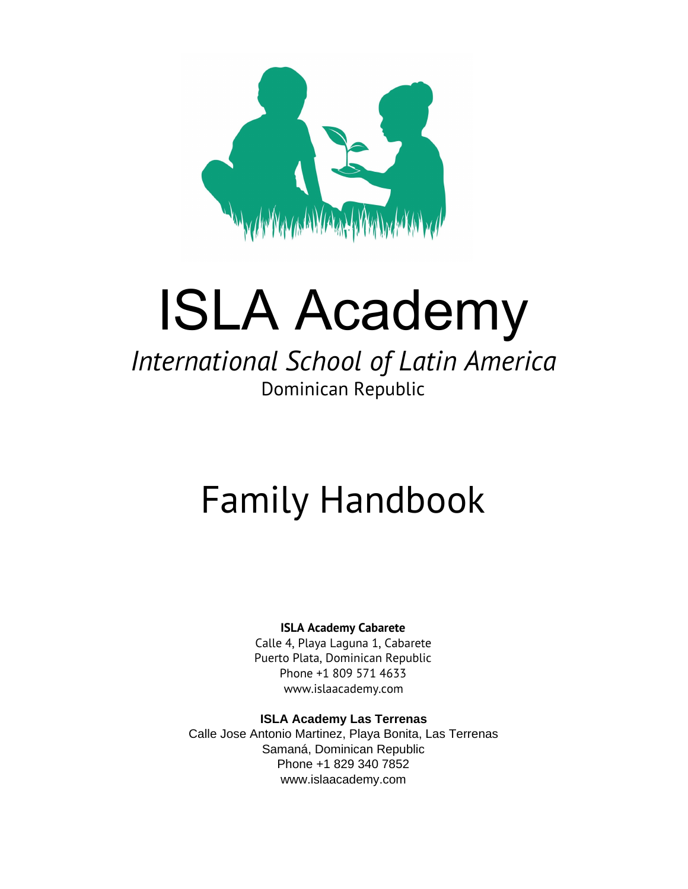# ISLA Academy

*International School of Latin America*

Dominican Republic

# Family Handbook

**ISLA Academy Cabarete**
Calle 4, Playa Laguna 1, Cabarete
Puerto Plata, Dominican Republic
Phone +1 809 571 4633
www.islaacademy.com

**ISLA Academy Las Terrenas**
Calle Jose Antonio Martinez, Playa Bonita, Las Terrenas
Samaná, Dominican Republic
Phone +1 829 340 7852
www.islaacademy.com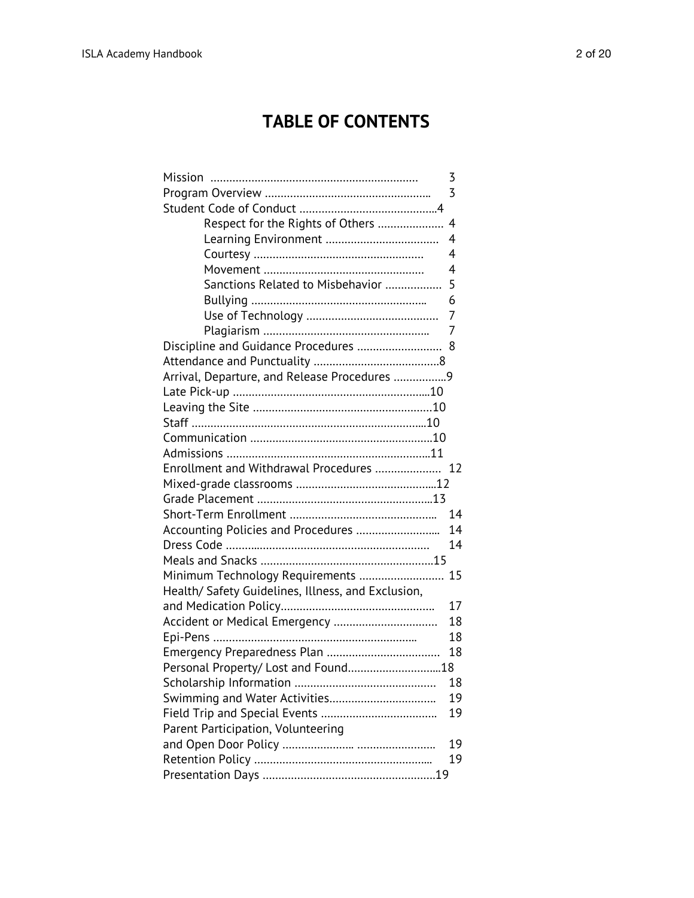# TABLE OF CONTENTS

| Section | Page |
|---|---|
| Mission | 3 |
| Program Overview | 3 |
| Student Code of Conduct | 4 |
| Respect for the Rights of Others | 4 |
| Learning Environment | 4 |
| Courtesy | 4 |
| Movement | 4 |
| Sanctions Related to Misbehavior | 5 |
| Bullying | 6 |
| Use of Technology | 7 |
| Plagiarism | 7 |
| Discipline and Guidance Procedures | 8 |
| Attendance and Punctuality | 8 |
| Arrival, Departure, and Release Procedures | 9 |
| Late Pick-up | 10 |
| Leaving the Site | 10 |
| Staff | 10 |
| Communication | 10 |
| Admissions | 11 |
| Enrollment and Withdrawal Procedures | 12 |
| Mixed-grade classrooms | 12 |
| Grade Placement | 13 |
| Short-Term Enrollment | 14 |
| Accounting Policies and Procedures | 14 |
| Dress Code | 14 |
| Meals and Snacks | 15 |
| Minimum Technology Requirements | 15 |
| Health/ Safety Guidelines, Illness, and Exclusion, and Medication Policy | 17 |
| Accident or Medical Emergency | 18 |
| Epi-Pens | 18 |
| Emergency Preparedness Plan | 18 |
| Personal Property/ Lost and Found | 18 |
| Scholarship Information | 18 |
| Swimming and Water Activities | 19 |
| Field Trip and Special Events | 19 |
| Parent Participation, Volunteering and Open Door Policy | 19 |
| Retention Policy | 19 |
| Presentation Days | 19 |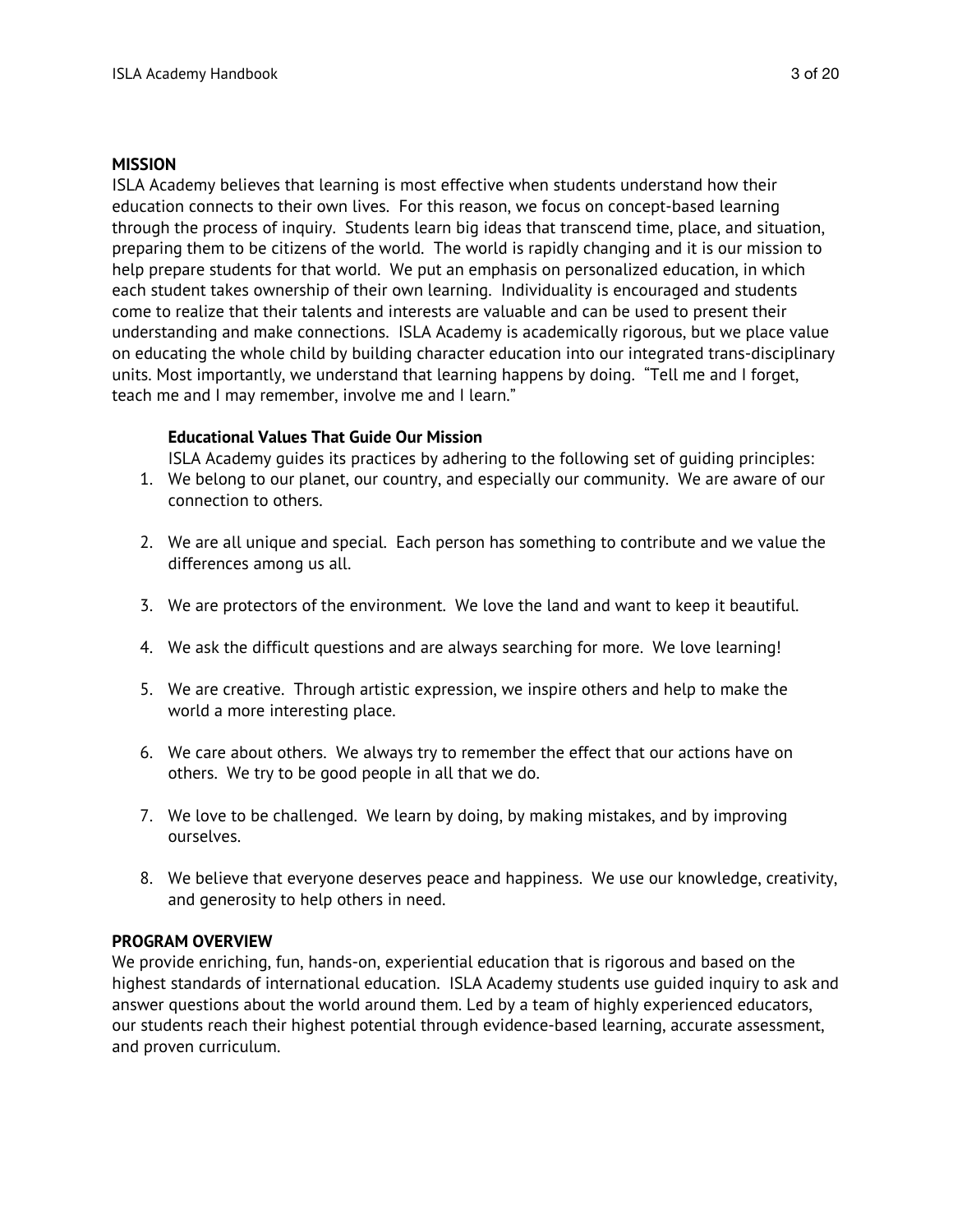## MISSION

ISLA Academy believes that learning is most effective when students understand how their education connects to their own lives. For this reason, we focus on concept-based learning through the process of inquiry. Students learn big ideas that transcend time, place, and situation, preparing them to be citizens of the world. The world is rapidly changing and it is our mission to help prepare students for that world. We put an emphasis on personalized education, in which each student takes ownership of their own learning. Individuality is encouraged and students come to realize that their talents and interests are valuable and can be used to present their understanding and make connections. ISLA Academy is academically rigorous, but we place value on educating the whole child by building character education into our integrated trans-disciplinary units. Most importantly, we understand that learning happens by doing. "Tell me and I forget, teach me and I may remember, involve me and I learn."

### Educational Values That Guide Our Mission

ISLA Academy guides its practices by adhering to the following set of guiding principles:

1. We belong to our planet, our country, and especially our community. We are aware of our connection to others.

2. We are all unique and special. Each person has something to contribute and we value the differences among us all.

3. We are protectors of the environment. We love the land and want to keep it beautiful.

4. We ask the difficult questions and are always searching for more. We love learning!

5. We are creative. Through artistic expression, we inspire others and help to make the world a more interesting place.

6. We care about others. We always try to remember the effect that our actions have on others. We try to be good people in all that we do.

7. We love to be challenged. We learn by doing, by making mistakes, and by improving ourselves.

8. We believe that everyone deserves peace and happiness. We use our knowledge, creativity, and generosity to help others in need.

## PROGRAM OVERVIEW

We provide enriching, fun, hands-on, experiential education that is rigorous and based on the highest standards of international education. ISLA Academy students use guided inquiry to ask and answer questions about the world around them. Led by a team of highly experienced educators, our students reach their highest potential through evidence-based learning, accurate assessment, and proven curriculum.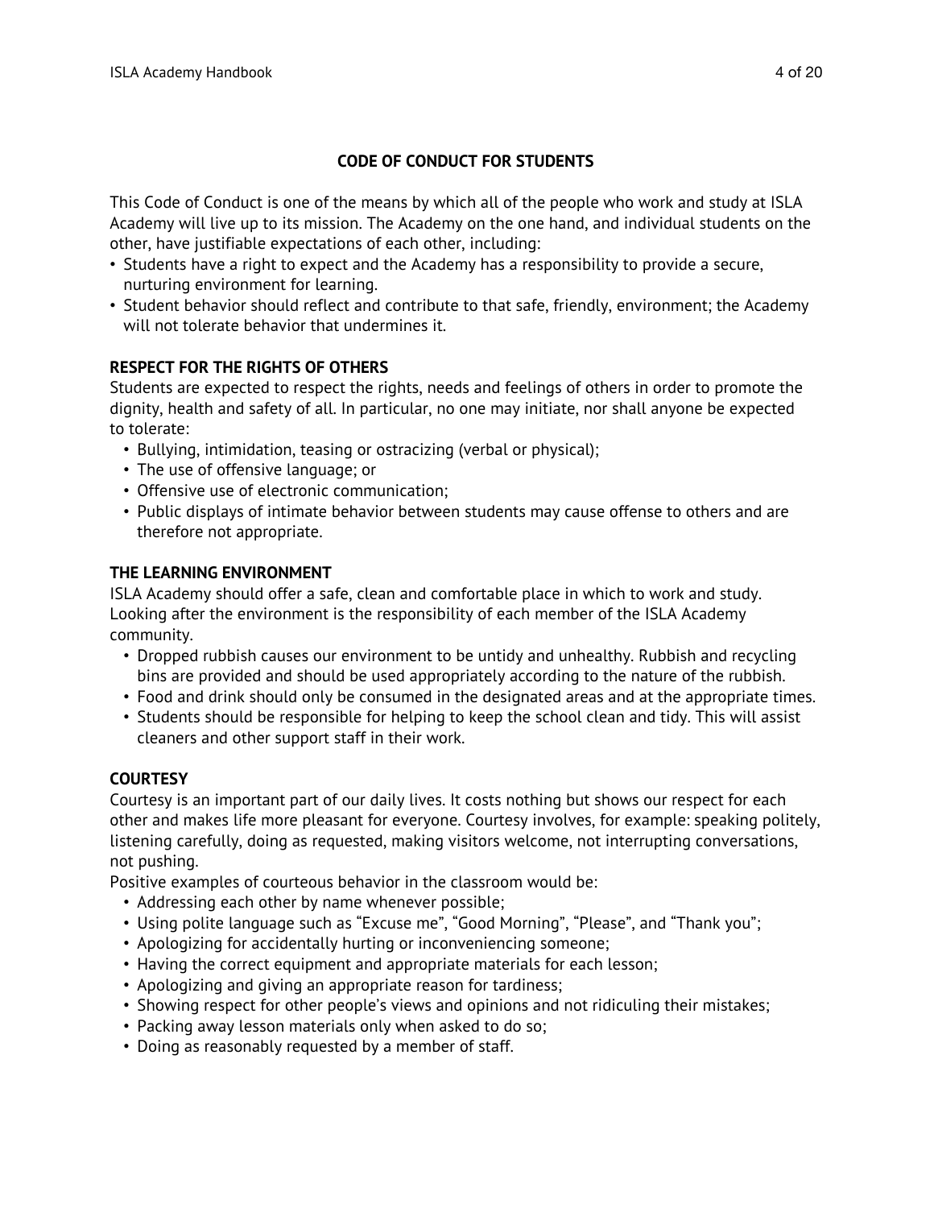## CODE OF CONDUCT FOR STUDENTS

This Code of Conduct is one of the means by which all of the people who work and study at ISLA Academy will live up to its mission. The Academy on the one hand, and individual students on the other, have justifiable expectations of each other, including:

- Students have a right to expect and the Academy has a responsibility to provide a secure, nurturing environment for learning.
- Student behavior should reflect and contribute to that safe, friendly, environment; the Academy will not tolerate behavior that undermines it.

### RESPECT FOR THE RIGHTS OF OTHERS

Students are expected to respect the rights, needs and feelings of others in order to promote the dignity, health and safety of all. In particular, no one may initiate, nor shall anyone be expected to tolerate:

- Bullying, intimidation, teasing or ostracizing (verbal or physical);
- The use of offensive language; or
- Offensive use of electronic communication;
- Public displays of intimate behavior between students may cause offense to others and are therefore not appropriate.

### THE LEARNING ENVIRONMENT

ISLA Academy should offer a safe, clean and comfortable place in which to work and study. Looking after the environment is the responsibility of each member of the ISLA Academy community.

- Dropped rubbish causes our environment to be untidy and unhealthy. Rubbish and recycling bins are provided and should be used appropriately according to the nature of the rubbish.
- Food and drink should only be consumed in the designated areas and at the appropriate times.
- Students should be responsible for helping to keep the school clean and tidy. This will assist cleaners and other support staff in their work.

### COURTESY

Courtesy is an important part of our daily lives. It costs nothing but shows our respect for each other and makes life more pleasant for everyone. Courtesy involves, for example: speaking politely, listening carefully, doing as requested, making visitors welcome, not interrupting conversations, not pushing.

Positive examples of courteous behavior in the classroom would be:

- Addressing each other by name whenever possible;
- Using polite language such as “Excuse me”, “Good Morning”, “Please”, and “Thank you”;
- Apologizing for accidentally hurting or inconveniencing someone;
- Having the correct equipment and appropriate materials for each lesson;
- Apologizing and giving an appropriate reason for tardiness;
- Showing respect for other people’s views and opinions and not ridiculing their mistakes;
- Packing away lesson materials only when asked to do so;
- Doing as reasonably requested by a member of staff.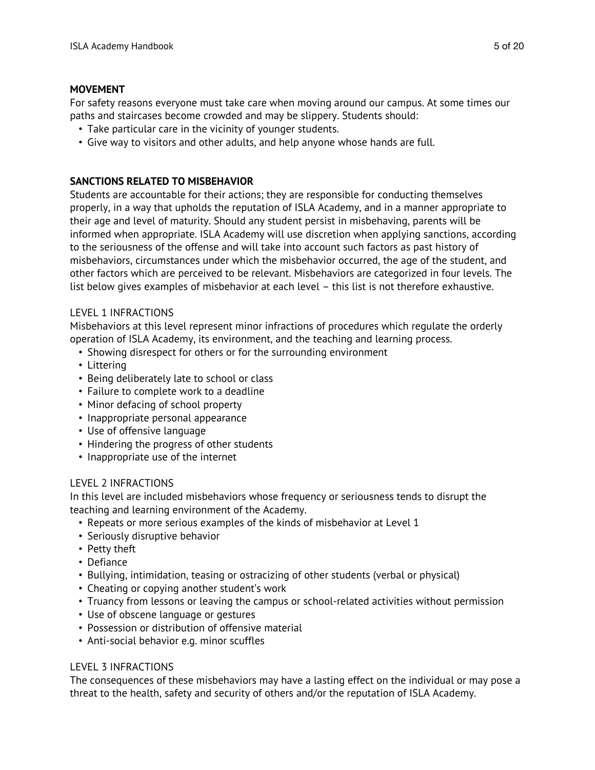## MOVEMENT

For safety reasons everyone must take care when moving around our campus. At some times our paths and staircases become crowded and may be slippery. Students should:

- Take particular care in the vicinity of younger students.
- Give way to visitors and other adults, and help anyone whose hands are full.

## SANCTIONS RELATED TO MISBEHAVIOR

Students are accountable for their actions; they are responsible for conducting themselves properly, in a way that upholds the reputation of ISLA Academy, and in a manner appropriate to their age and level of maturity. Should any student persist in misbehaving, parents will be informed when appropriate. ISLA Academy will use discretion when applying sanctions, according to the seriousness of the offense and will take into account such factors as past history of misbehaviors, circumstances under which the misbehavior occurred, the age of the student, and other factors which are perceived to be relevant. Misbehaviors are categorized in four levels. The list below gives examples of misbehavior at each level – this list is not therefore exhaustive.

### LEVEL 1 INFRACTIONS

Misbehaviors at this level represent minor infractions of procedures which regulate the orderly operation of ISLA Academy, its environment, and the teaching and learning process.

- Showing disrespect for others or for the surrounding environment
- Littering
- Being deliberately late to school or class
- Failure to complete work to a deadline
- Minor defacing of school property
- Inappropriate personal appearance
- Use of offensive language
- Hindering the progress of other students
- Inappropriate use of the internet

### LEVEL 2 INFRACTIONS

In this level are included misbehaviors whose frequency or seriousness tends to disrupt the teaching and learning environment of the Academy.

- Repeats or more serious examples of the kinds of misbehavior at Level 1
- Seriously disruptive behavior
- Petty theft
- Defiance
- Bullying, intimidation, teasing or ostracizing of other students (verbal or physical)
- Cheating or copying another student's work
- Truancy from lessons or leaving the campus or school-related activities without permission
- Use of obscene language or gestures
- Possession or distribution of offensive material
- Anti-social behavior e.g. minor scuffles

### LEVEL 3 INFRACTIONS

The consequences of these misbehaviors may have a lasting effect on the individual or may pose a threat to the health, safety and security of others and/or the reputation of ISLA Academy.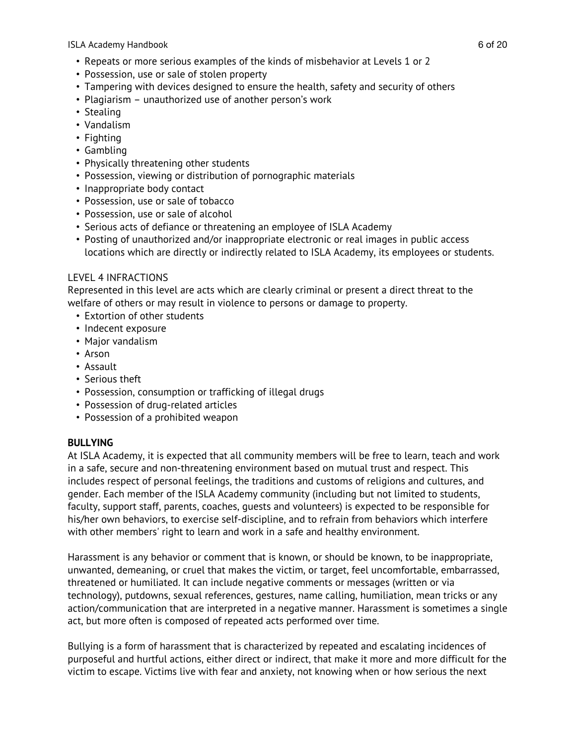- Repeats or more serious examples of the kinds of misbehavior at Levels 1 or 2
- Possession, use or sale of stolen property
- Tampering with devices designed to ensure the health, safety and security of others
- Plagiarism – unauthorized use of another person's work
- Stealing
- Vandalism
- Fighting
- Gambling
- Physically threatening other students
- Possession, viewing or distribution of pornographic materials
- Inappropriate body contact
- Possession, use or sale of tobacco
- Possession, use or sale of alcohol
- Serious acts of defiance or threatening an employee of ISLA Academy
- Posting of unauthorized and/or inappropriate electronic or real images in public access locations which are directly or indirectly related to ISLA Academy, its employees or students.

LEVEL 4 INFRACTIONS

Represented in this level are acts which are clearly criminal or present a direct threat to the welfare of others or may result in violence to persons or damage to property.

- Extortion of other students
- Indecent exposure
- Major vandalism
- Arson
- Assault
- Serious theft
- Possession, consumption or trafficking of illegal drugs
- Possession of drug-related articles
- Possession of a prohibited weapon

**BULLYING**

At ISLA Academy, it is expected that all community members will be free to learn, teach and work in a safe, secure and non-threatening environment based on mutual trust and respect. This includes respect of personal feelings, the traditions and customs of religions and cultures, and gender. Each member of the ISLA Academy community (including but not limited to students, faculty, support staff, parents, coaches, guests and volunteers) is expected to be responsible for his/her own behaviors, to exercise self-discipline, and to refrain from behaviors which interfere with other members' right to learn and work in a safe and healthy environment.

Harassment is any behavior or comment that is known, or should be known, to be inappropriate, unwanted, demeaning, or cruel that makes the victim, or target, feel uncomfortable, embarrassed, threatened or humiliated. It can include negative comments or messages (written or via technology), putdowns, sexual references, gestures, name calling, humiliation, mean tricks or any action/communication that are interpreted in a negative manner. Harassment is sometimes a single act, but more often is composed of repeated acts performed over time.

Bullying is a form of harassment that is characterized by repeated and escalating incidences of purposeful and hurtful actions, either direct or indirect, that make it more and more difficult for the victim to escape. Victims live with fear and anxiety, not knowing when or how serious the next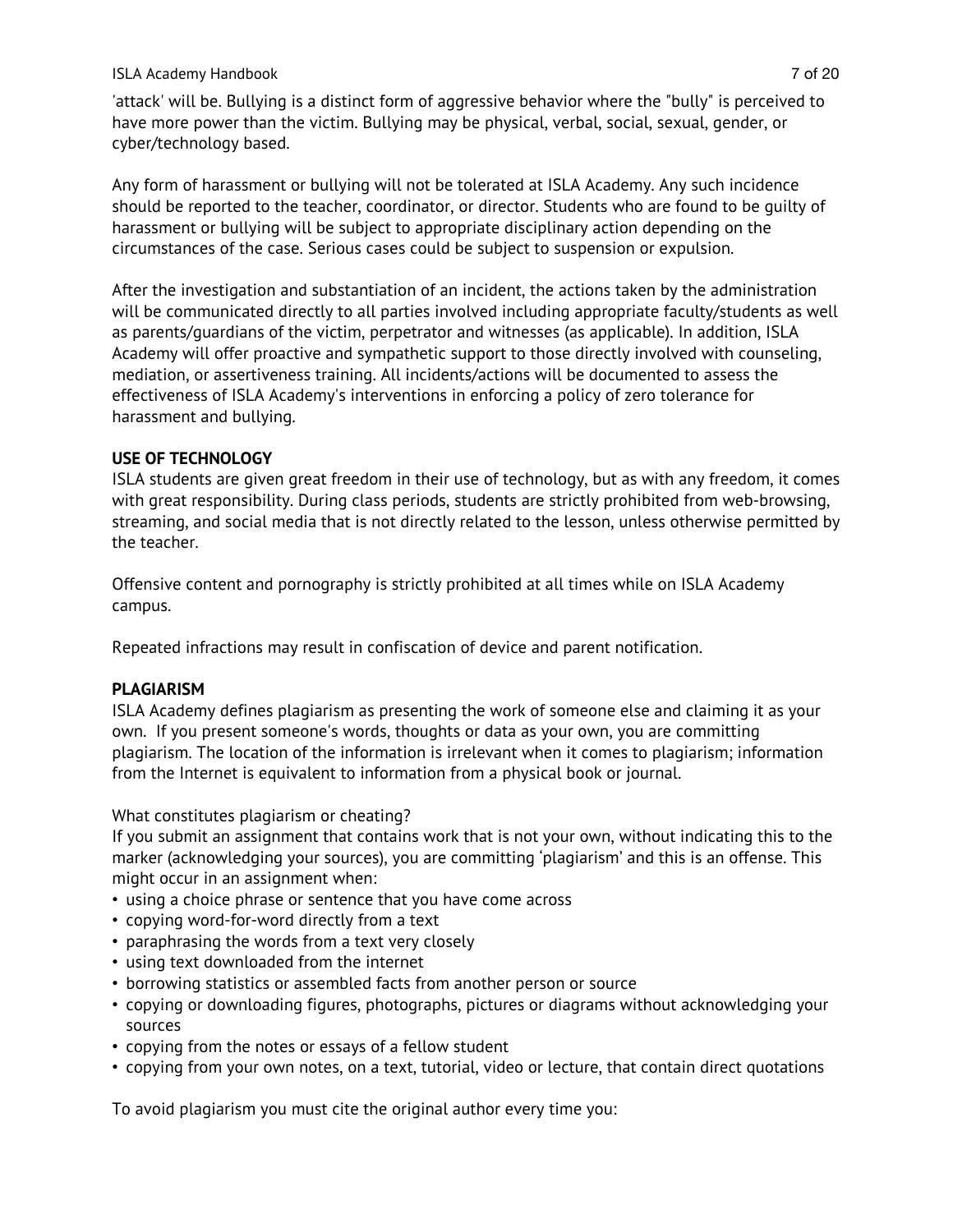'attack' will be. Bullying is a distinct form of aggressive behavior where the "bully" is perceived to have more power than the victim. Bullying may be physical, verbal, social, sexual, gender, or cyber/technology based.

Any form of harassment or bullying will not be tolerated at ISLA Academy. Any such incidence should be reported to the teacher, coordinator, or director. Students who are found to be guilty of harassment or bullying will be subject to appropriate disciplinary action depending on the circumstances of the case. Serious cases could be subject to suspension or expulsion.

After the investigation and substantiation of an incident, the actions taken by the administration will be communicated directly to all parties involved including appropriate faculty/students as well as parents/guardians of the victim, perpetrator and witnesses (as applicable). In addition, ISLA Academy will offer proactive and sympathetic support to those directly involved with counseling, mediation, or assertiveness training. All incidents/actions will be documented to assess the effectiveness of ISLA Academy's interventions in enforcing a policy of zero tolerance for harassment and bullying.

**USE OF TECHNOLOGY**

ISLA students are given great freedom in their use of technology, but as with any freedom, it comes with great responsibility. During class periods, students are strictly prohibited from web-browsing, streaming, and social media that is not directly related to the lesson, unless otherwise permitted by the teacher.

Offensive content and pornography is strictly prohibited at all times while on ISLA Academy campus.

Repeated infractions may result in confiscation of device and parent notification.

**PLAGIARISM**

ISLA Academy defines plagiarism as presenting the work of someone else and claiming it as your own. If you present someone's words, thoughts or data as your own, you are committing plagiarism. The location of the information is irrelevant when it comes to plagiarism; information from the Internet is equivalent to information from a physical book or journal.

What constitutes plagiarism or cheating?

If you submit an assignment that contains work that is not your own, without indicating this to the marker (acknowledging your sources), you are committing 'plagiarism' and this is an offense. This might occur in an assignment when:

- using a choice phrase or sentence that you have come across
- copying word-for-word directly from a text
- paraphrasing the words from a text very closely
- using text downloaded from the internet
- borrowing statistics or assembled facts from another person or source
- copying or downloading figures, photographs, pictures or diagrams without acknowledging your sources
- copying from the notes or essays of a fellow student
- copying from your own notes, on a text, tutorial, video or lecture, that contain direct quotations

To avoid plagiarism you must cite the original author every time you: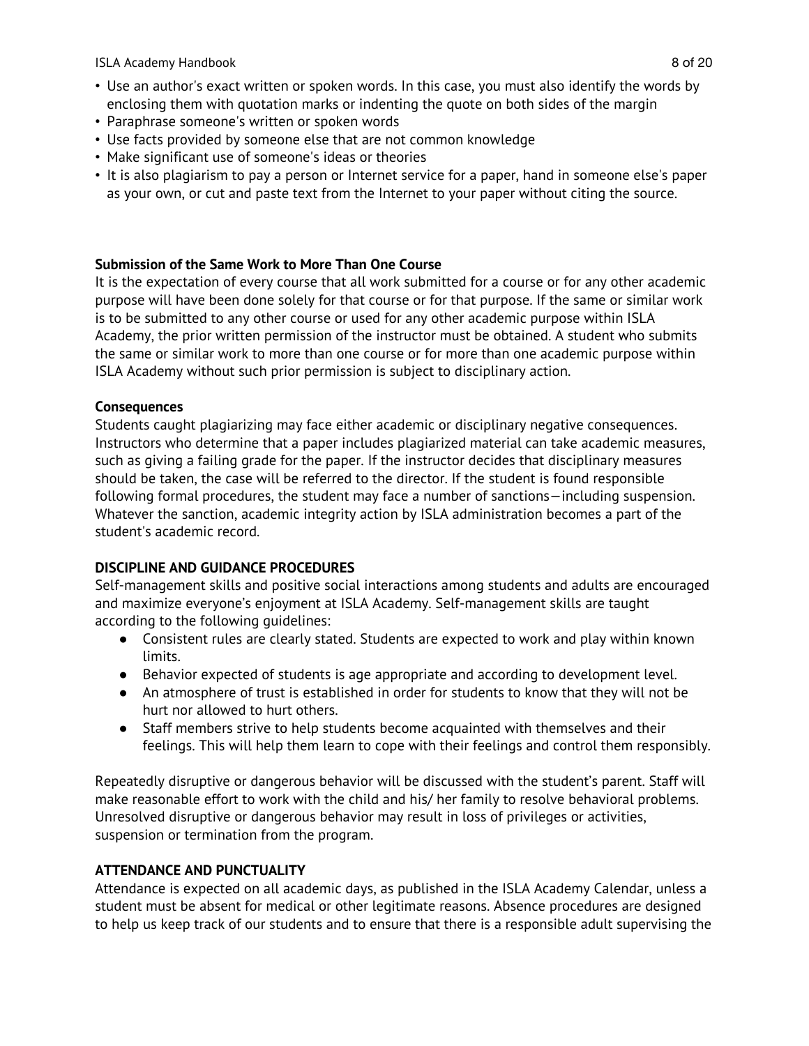- Use an author's exact written or spoken words. In this case, you must also identify the words by enclosing them with quotation marks or indenting the quote on both sides of the margin
- Paraphrase someone's written or spoken words
- Use facts provided by someone else that are not common knowledge
- Make significant use of someone's ideas or theories
- It is also plagiarism to pay a person or Internet service for a paper, hand in someone else's paper as your own, or cut and paste text from the Internet to your paper without citing the source.

**Submission of the Same Work to More Than One Course**

It is the expectation of every course that all work submitted for a course or for any other academic purpose will have been done solely for that course or for that purpose. If the same or similar work is to be submitted to any other course or used for any other academic purpose within ISLA Academy, the prior written permission of the instructor must be obtained. A student who submits the same or similar work to more than one course or for more than one academic purpose within ISLA Academy without such prior permission is subject to disciplinary action.

**Consequences**

Students caught plagiarizing may face either academic or disciplinary negative consequences. Instructors who determine that a paper includes plagiarized material can take academic measures, such as giving a failing grade for the paper. If the instructor decides that disciplinary measures should be taken, the case will be referred to the director. If the student is found responsible following formal procedures, the student may face a number of sanctions—including suspension. Whatever the sanction, academic integrity action by ISLA administration becomes a part of the student's academic record.

## DISCIPLINE AND GUIDANCE PROCEDURES

Self-management skills and positive social interactions among students and adults are encouraged and maximize everyone's enjoyment at ISLA Academy. Self-management skills are taught according to the following guidelines:

- Consistent rules are clearly stated. Students are expected to work and play within known limits.
- Behavior expected of students is age appropriate and according to development level.
- An atmosphere of trust is established in order for students to know that they will not be hurt nor allowed to hurt others.
- Staff members strive to help students become acquainted with themselves and their feelings. This will help them learn to cope with their feelings and control them responsibly.

Repeatedly disruptive or dangerous behavior will be discussed with the student's parent. Staff will make reasonable effort to work with the child and his/ her family to resolve behavioral problems. Unresolved disruptive or dangerous behavior may result in loss of privileges or activities, suspension or termination from the program.

## ATTENDANCE AND PUNCTUALITY

Attendance is expected on all academic days, as published in the ISLA Academy Calendar, unless a student must be absent for medical or other legitimate reasons. Absence procedures are designed to help us keep track of our students and to ensure that there is a responsible adult supervising the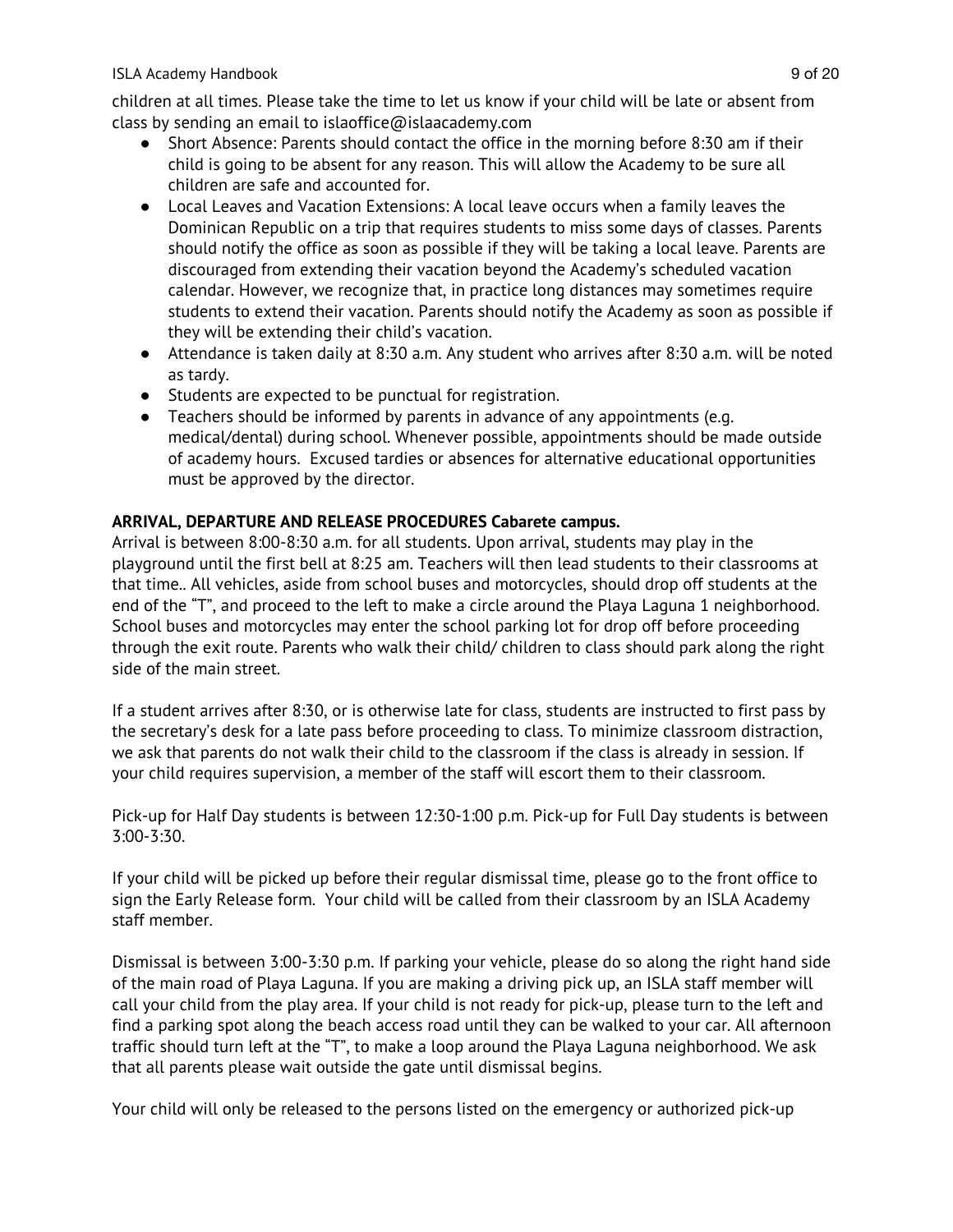children at all times. Please take the time to let us know if your child will be late or absent from class by sending an email to islaoffice@islaacademy.com

- Short Absence: Parents should contact the office in the morning before 8:30 am if their child is going to be absent for any reason. This will allow the Academy to be sure all children are safe and accounted for.
- Local Leaves and Vacation Extensions: A local leave occurs when a family leaves the Dominican Republic on a trip that requires students to miss some days of classes. Parents should notify the office as soon as possible if they will be taking a local leave. Parents are discouraged from extending their vacation beyond the Academy's scheduled vacation calendar. However, we recognize that, in practice long distances may sometimes require students to extend their vacation. Parents should notify the Academy as soon as possible if they will be extending their child's vacation.
- Attendance is taken daily at 8:30 a.m. Any student who arrives after 8:30 a.m. will be noted as tardy.
- Students are expected to be punctual for registration.
- Teachers should be informed by parents in advance of any appointments (e.g. medical/dental) during school. Whenever possible, appointments should be made outside of academy hours. Excused tardies or absences for alternative educational opportunities must be approved by the director.

**ARRIVAL, DEPARTURE AND RELEASE PROCEDURES Cabarete campus.**

Arrival is between 8:00-8:30 a.m. for all students. Upon arrival, students may play in the playground until the first bell at 8:25 am. Teachers will then lead students to their classrooms at that time.. All vehicles, aside from school buses and motorcycles, should drop off students at the end of the "T", and proceed to the left to make a circle around the Playa Laguna 1 neighborhood. School buses and motorcycles may enter the school parking lot for drop off before proceeding through the exit route. Parents who walk their child/ children to class should park along the right side of the main street.

If a student arrives after 8:30, or is otherwise late for class, students are instructed to first pass by the secretary's desk for a late pass before proceeding to class. To minimize classroom distraction, we ask that parents do not walk their child to the classroom if the class is already in session. If your child requires supervision, a member of the staff will escort them to their classroom.

Pick-up for Half Day students is between 12:30-1:00 p.m. Pick-up for Full Day students is between 3:00-3:30.

If your child will be picked up before their regular dismissal time, please go to the front office to sign the Early Release form. Your child will be called from their classroom by an ISLA Academy staff member.

Dismissal is between 3:00-3:30 p.m. If parking your vehicle, please do so along the right hand side of the main road of Playa Laguna. If you are making a driving pick up, an ISLA staff member will call your child from the play area. If your child is not ready for pick-up, please turn to the left and find a parking spot along the beach access road until they can be walked to your car. All afternoon traffic should turn left at the "T", to make a loop around the Playa Laguna neighborhood. We ask that all parents please wait outside the gate until dismissal begins.

Your child will only be released to the persons listed on the emergency or authorized pick-up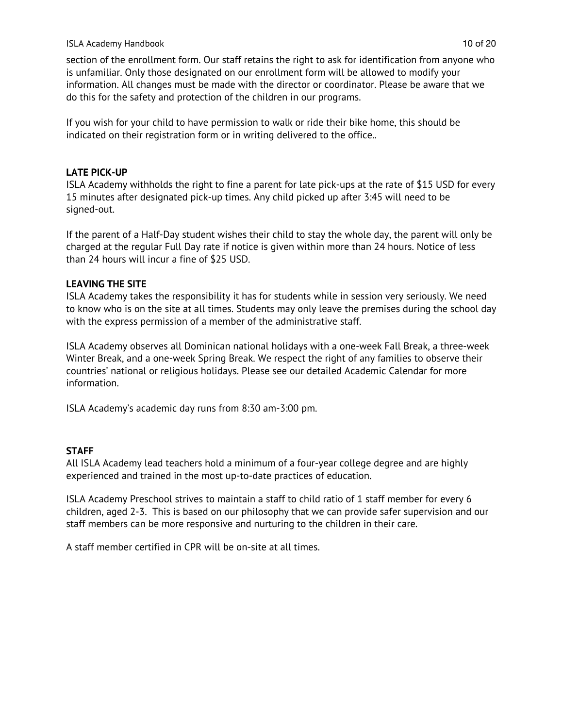section of the enrollment form. Our staff retains the right to ask for identification from anyone who is unfamiliar. Only those designated on our enrollment form will be allowed to modify your information. All changes must be made with the director or coordinator. Please be aware that we do this for the safety and protection of the children in our programs.

If you wish for your child to have permission to walk or ride their bike home, this should be indicated on their registration form or in writing delivered to the office..

**LATE PICK-UP**

ISLA Academy withholds the right to fine a parent for late pick-ups at the rate of $15 USD for every 15 minutes after designated pick-up times. Any child picked up after 3:45 will need to be signed-out.

If the parent of a Half-Day student wishes their child to stay the whole day, the parent will only be charged at the regular Full Day rate if notice is given within more than 24 hours. Notice of less than 24 hours will incur a fine of $25 USD.

**LEAVING THE SITE**

ISLA Academy takes the responsibility it has for students while in session very seriously. We need to know who is on the site at all times. Students may only leave the premises during the school day with the express permission of a member of the administrative staff.

ISLA Academy observes all Dominican national holidays with a one-week Fall Break, a three-week Winter Break, and a one-week Spring Break. We respect the right of any families to observe their countries' national or religious holidays. Please see our detailed Academic Calendar for more information.

ISLA Academy's academic day runs from 8:30 am-3:00 pm.

**STAFF**

All ISLA Academy lead teachers hold a minimum of a four-year college degree and are highly experienced and trained in the most up-to-date practices of education.

ISLA Academy Preschool strives to maintain a staff to child ratio of 1 staff member for every 6 children, aged 2-3. This is based on our philosophy that we can provide safer supervision and our staff members can be more responsive and nurturing to the children in their care.

A staff member certified in CPR will be on-site at all times.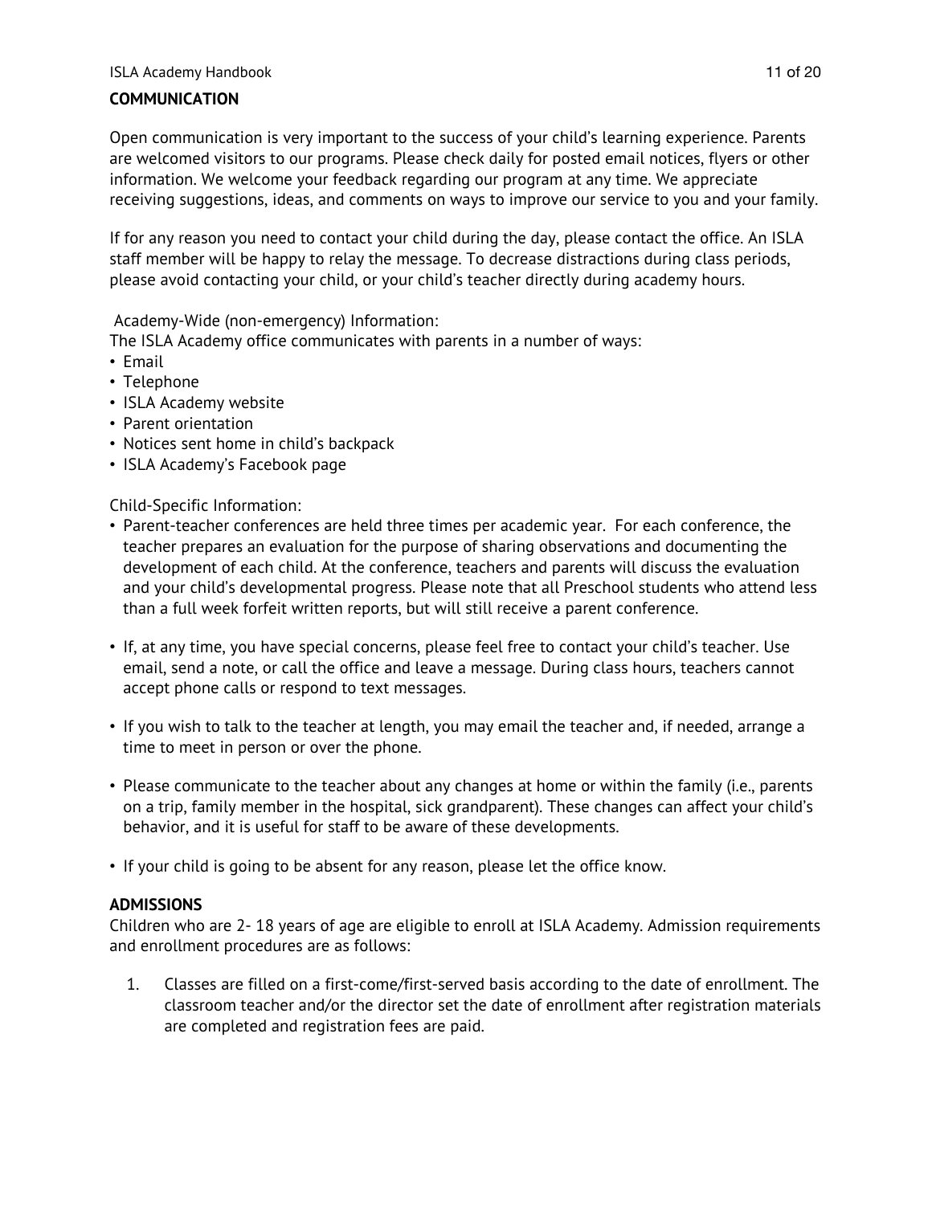## COMMUNICATION

Open communication is very important to the success of your child's learning experience. Parents are welcomed visitors to our programs. Please check daily for posted email notices, flyers or other information. We welcome your feedback regarding our program at any time. We appreciate receiving suggestions, ideas, and comments on ways to improve our service to you and your family.

If for any reason you need to contact your child during the day, please contact the office. An ISLA staff member will be happy to relay the message. To decrease distractions during class periods, please avoid contacting your child, or your child's teacher directly during academy hours.

Academy-Wide (non-emergency) Information:
The ISLA Academy office communicates with parents in a number of ways:

- Email
- Telephone
- ISLA Academy website
- Parent orientation
- Notices sent home in child's backpack
- ISLA Academy's Facebook page

Child-Specific Information:

- Parent-teacher conferences are held three times per academic year. For each conference, the teacher prepares an evaluation for the purpose of sharing observations and documenting the development of each child. At the conference, teachers and parents will discuss the evaluation and your child's developmental progress. Please note that all Preschool students who attend less than a full week forfeit written reports, but will still receive a parent conference.

- If, at any time, you have special concerns, please feel free to contact your child's teacher. Use email, send a note, or call the office and leave a message. During class hours, teachers cannot accept phone calls or respond to text messages.

- If you wish to talk to the teacher at length, you may email the teacher and, if needed, arrange a time to meet in person or over the phone.

- Please communicate to the teacher about any changes at home or within the family (i.e., parents on a trip, family member in the hospital, sick grandparent). These changes can affect your child's behavior, and it is useful for staff to be aware of these developments.

- If your child is going to be absent for any reason, please let the office know.

## ADMISSIONS

Children who are 2- 18 years of age are eligible to enroll at ISLA Academy. Admission requirements and enrollment procedures are as follows:

1. Classes are filled on a first-come/first-served basis according to the date of enrollment. The classroom teacher and/or the director set the date of enrollment after registration materials are completed and registration fees are paid.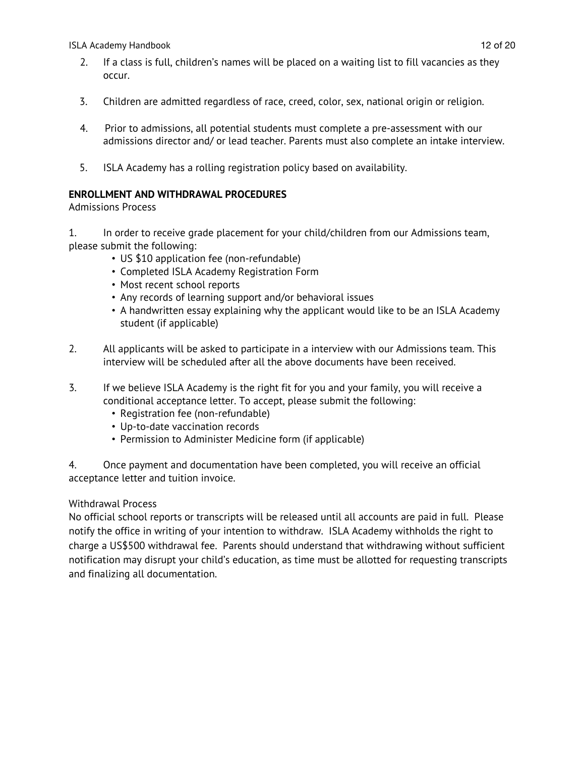2. If a class is full, children's names will be placed on a waiting list to fill vacancies as they occur.

3. Children are admitted regardless of race, creed, color, sex, national origin or religion.

4. Prior to admissions, all potential students must complete a pre-assessment with our admissions director and/ or lead teacher. Parents must also complete an intake interview.

5. ISLA Academy has a rolling registration policy based on availability.

**ENROLLMENT AND WITHDRAWAL PROCEDURES**

Admissions Process

1. In order to receive grade placement for your child/children from our Admissions team, please submit the following:
   - US $10 application fee (non-refundable)
   - Completed ISLA Academy Registration Form
   - Most recent school reports
   - Any records of learning support and/or behavioral issues
   - A handwritten essay explaining why the applicant would like to be an ISLA Academy student (if applicable)

2. All applicants will be asked to participate in a interview with our Admissions team. This interview will be scheduled after all the above documents have been received.

3. If we believe ISLA Academy is the right fit for you and your family, you will receive a conditional acceptance letter. To accept, please submit the following:
   - Registration fee (non-refundable)
   - Up-to-date vaccination records
   - Permission to Administer Medicine form (if applicable)

4. Once payment and documentation have been completed, you will receive an official acceptance letter and tuition invoice.

Withdrawal Process

No official school reports or transcripts will be released until all accounts are paid in full. Please notify the office in writing of your intention to withdraw. ISLA Academy withholds the right to charge a US$500 withdrawal fee. Parents should understand that withdrawing without sufficient notification may disrupt your child's education, as time must be allotted for requesting transcripts and finalizing all documentation.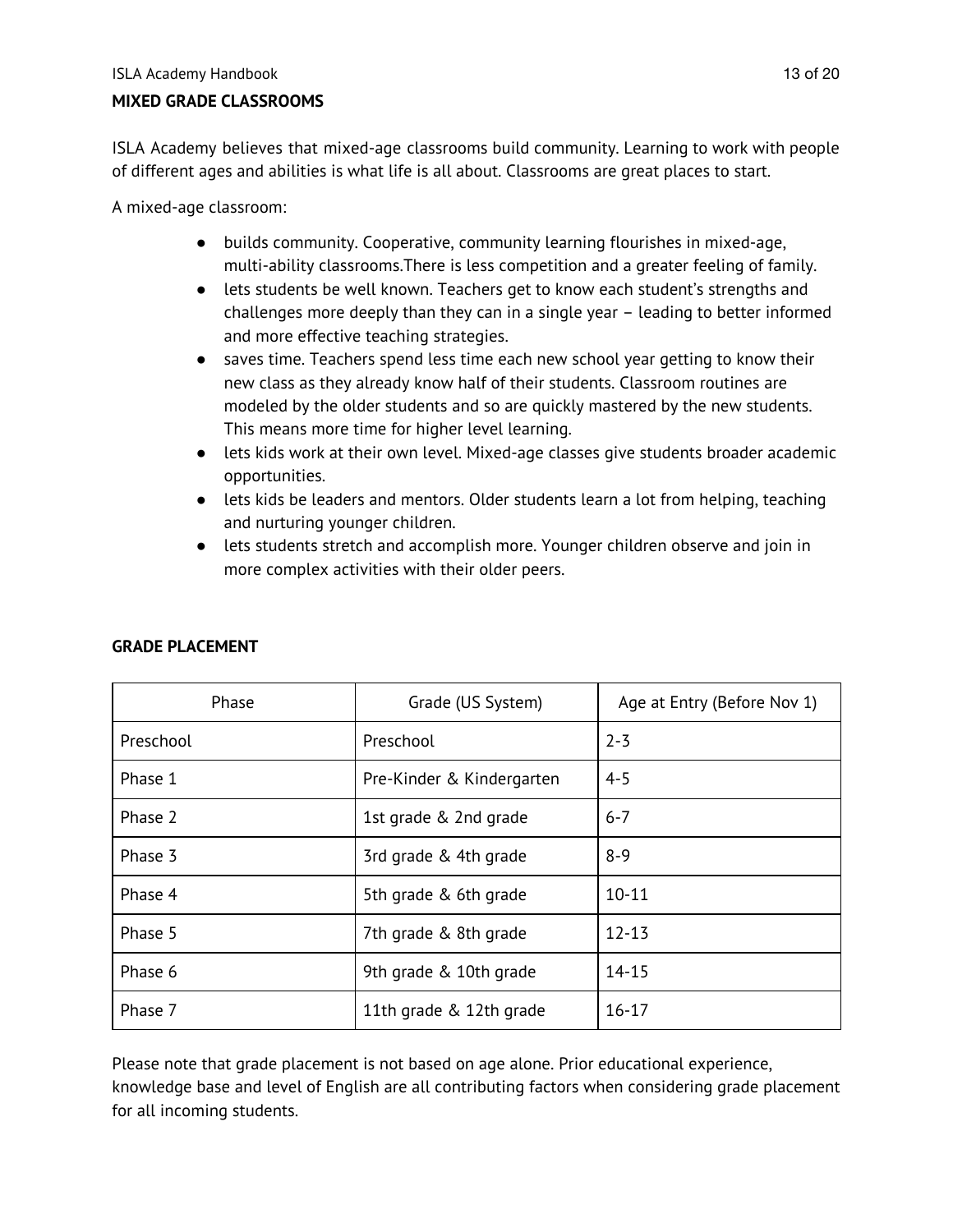## MIXED GRADE CLASSROOMS

ISLA Academy believes that mixed-age classrooms build community. Learning to work with people of different ages and abilities is what life is all about. Classrooms are great places to start.

A mixed-age classroom:

- builds community. Cooperative, community learning flourishes in mixed-age, multi-ability classrooms.There is less competition and a greater feeling of family.
- lets students be well known. Teachers get to know each student's strengths and challenges more deeply than they can in a single year – leading to better informed and more effective teaching strategies.
- saves time. Teachers spend less time each new school year getting to know their new class as they already know half of their students. Classroom routines are modeled by the older students and so are quickly mastered by the new students. This means more time for higher level learning.
- lets kids work at their own level. Mixed-age classes give students broader academic opportunities.
- lets kids be leaders and mentors. Older students learn a lot from helping, teaching and nurturing younger children.
- lets students stretch and accomplish more. Younger children observe and join in more complex activities with their older peers.

## GRADE PLACEMENT

| Phase | Grade (US System) | Age at Entry (Before Nov 1) |
|---|---|---|
| Preschool | Preschool | 2-3 |
| Phase 1 | Pre-Kinder & Kindergarten | 4-5 |
| Phase 2 | 1st grade & 2nd grade | 6-7 |
| Phase 3 | 3rd grade & 4th grade | 8-9 |
| Phase 4 | 5th grade & 6th grade | 10-11 |
| Phase 5 | 7th grade & 8th grade | 12-13 |
| Phase 6 | 9th grade & 10th grade | 14-15 |
| Phase 7 | 11th grade & 12th grade | 16-17 |

Please note that grade placement is not based on age alone. Prior educational experience, knowledge base and level of English are all contributing factors when considering grade placement for all incoming students.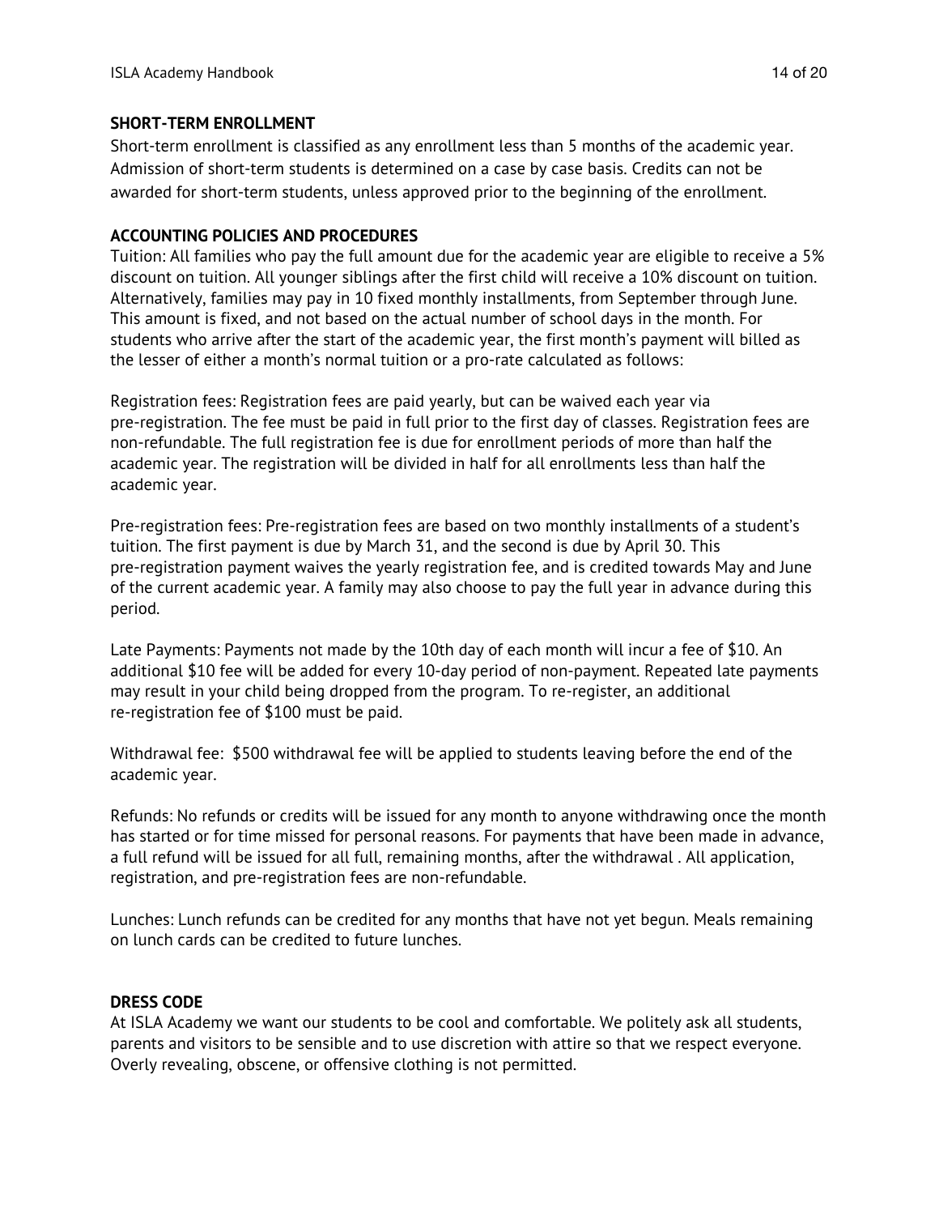## SHORT-TERM ENROLLMENT

Short-term enrollment is classified as any enrollment less than 5 months of the academic year. Admission of short-term students is determined on a case by case basis. Credits can not be awarded for short-term students, unless approved prior to the beginning of the enrollment.

## ACCOUNTING POLICIES AND PROCEDURES

Tuition: All families who pay the full amount due for the academic year are eligible to receive a 5% discount on tuition. All younger siblings after the first child will receive a 10% discount on tuition. Alternatively, families may pay in 10 fixed monthly installments, from September through June. This amount is fixed, and not based on the actual number of school days in the month. For students who arrive after the start of the academic year, the first month's payment will billed as the lesser of either a month's normal tuition or a pro-rate calculated as follows:

Registration fees: Registration fees are paid yearly, but can be waived each year via pre-registration. The fee must be paid in full prior to the first day of classes. Registration fees are non-refundable. The full registration fee is due for enrollment periods of more than half the academic year. The registration will be divided in half for all enrollments less than half the academic year.

Pre-registration fees: Pre-registration fees are based on two monthly installments of a student's tuition. The first payment is due by March 31, and the second is due by April 30. This pre-registration payment waives the yearly registration fee, and is credited towards May and June of the current academic year. A family may also choose to pay the full year in advance during this period.

Late Payments: Payments not made by the 10th day of each month will incur a fee of $10. An additional $10 fee will be added for every 10-day period of non-payment. Repeated late payments may result in your child being dropped from the program. To re-register, an additional re-registration fee of $100 must be paid.

Withdrawal fee: $500 withdrawal fee will be applied to students leaving before the end of the academic year.

Refunds: No refunds or credits will be issued for any month to anyone withdrawing once the month has started or for time missed for personal reasons. For payments that have been made in advance, a full refund will be issued for all full, remaining months, after the withdrawal . All application, registration, and pre-registration fees are non-refundable.

Lunches: Lunch refunds can be credited for any months that have not yet begun. Meals remaining on lunch cards can be credited to future lunches.

## DRESS CODE

At ISLA Academy we want our students to be cool and comfortable. We politely ask all students, parents and visitors to be sensible and to use discretion with attire so that we respect everyone. Overly revealing, obscene, or offensive clothing is not permitted.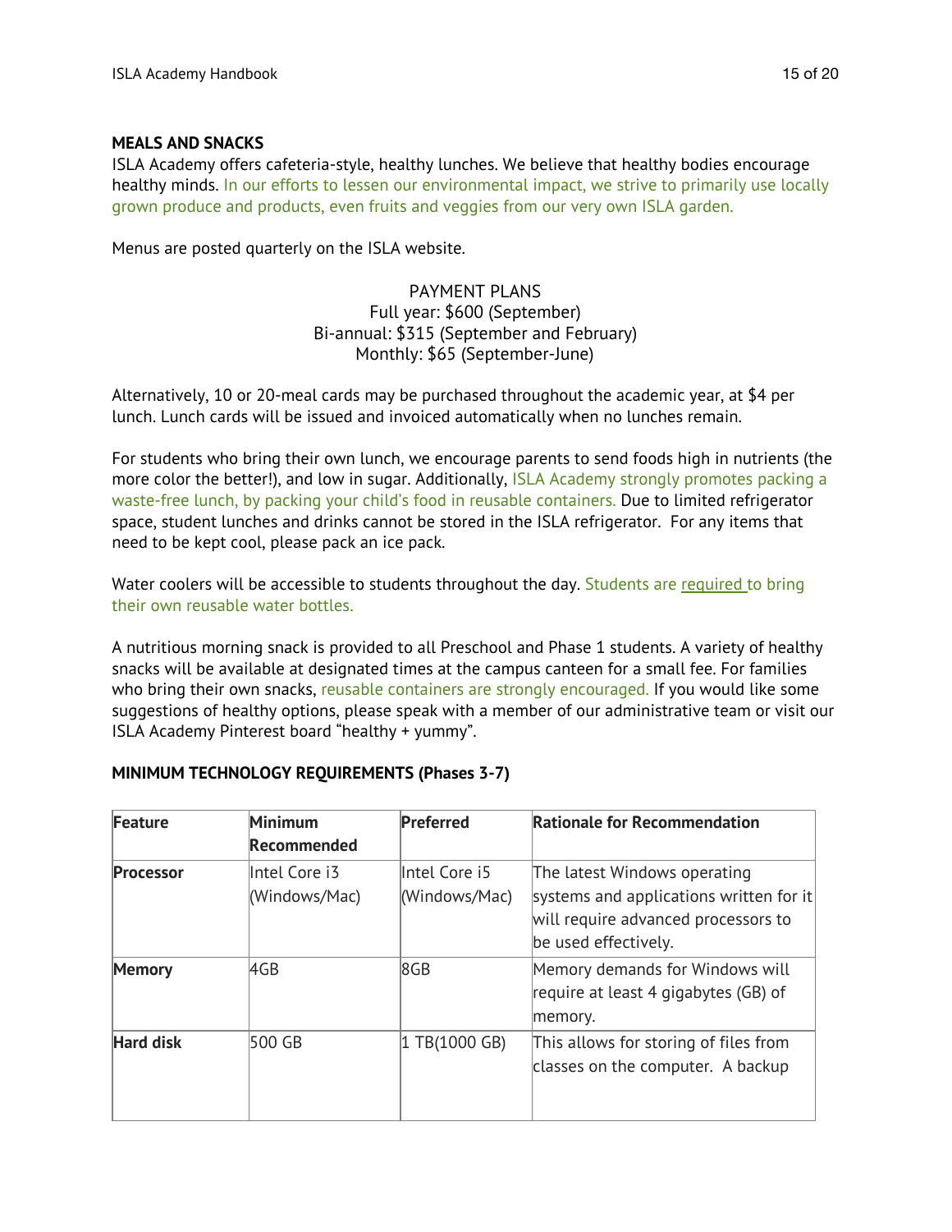**MEALS AND SNACKS**

ISLA Academy offers cafeteria-style, healthy lunches. We believe that healthy bodies encourage healthy minds. In our efforts to lessen our environmental impact, we strive to primarily use locally grown produce and products, even fruits and veggies from our very own ISLA garden.

Menus are posted quarterly on the ISLA website.

PAYMENT PLANS
Full year: $600 (September)
Bi-annual: $315 (September and February)
Monthly: $65 (September-June)

Alternatively, 10 or 20-meal cards may be purchased throughout the academic year, at $4 per lunch. Lunch cards will be issued and invoiced automatically when no lunches remain.

For students who bring their own lunch, we encourage parents to send foods high in nutrients (the more color the better!), and low in sugar. Additionally, ISLA Academy strongly promotes packing a waste-free lunch, by packing your child's food in reusable containers. Due to limited refrigerator space, student lunches and drinks cannot be stored in the ISLA refrigerator. For any items that need to be kept cool, please pack an ice pack.

Water coolers will be accessible to students throughout the day. Students are required to bring their own reusable water bottles.

A nutritious morning snack is provided to all Preschool and Phase 1 students. A variety of healthy snacks will be available at designated times at the campus canteen for a small fee. For families who bring their own snacks, reusable containers are strongly encouraged. If you would like some suggestions of healthy options, please speak with a member of our administrative team or visit our ISLA Academy Pinterest board "healthy + yummy".

**MINIMUM TECHNOLOGY REQUIREMENTS (Phases 3-7)**

| Feature | Minimum Recommended | Preferred | Rationale for Recommendation |
|---|---|---|---|
| **Processor** | Intel Core i3 (Windows/Mac) | Intel Core i5 (Windows/Mac) | The latest Windows operating systems and applications written for it will require advanced processors to be used effectively. |
| **Memory** | 4GB | 8GB | Memory demands for Windows will require at least 4 gigabytes (GB) of memory. |
| **Hard disk** | 500 GB | 1 TB(1000 GB) | This allows for storing of files from classes on the computer. A backup |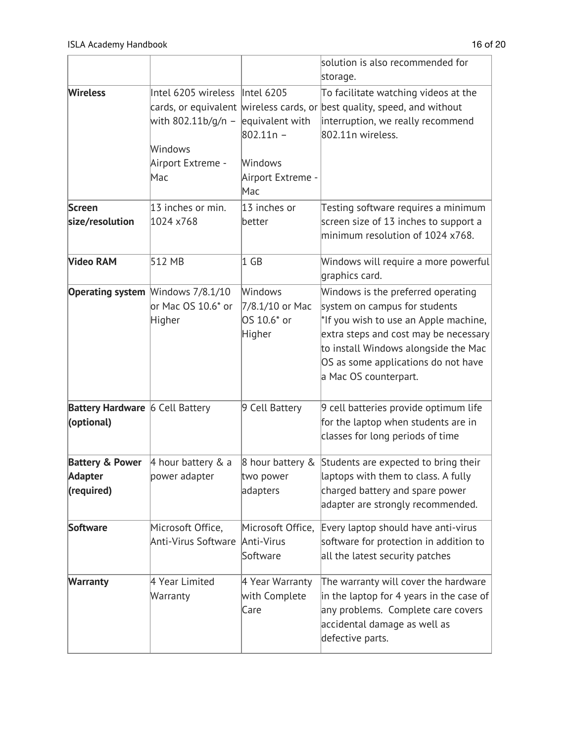| | | | |
|---|---|---|---|
| | | | solution is also recommended for storage. |
| **Wireless** | Intel 6205 wireless cards, or equivalent with 802.11b/g/n – Windows Airport Extreme - Mac | Intel 6205 wireless cards, or equivalent with 802.11n – Windows Airport Extreme - Mac | To facilitate watching videos at the best quality, speed, and without interruption, we really recommend 802.11n wireless. |
| **Screen size/resolution** | 13 inches or min. 1024 x768 | 13 inches or better | Testing software requires a minimum screen size of 13 inches to support a minimum resolution of 1024 x768. |
| **Video RAM** | 512 MB | 1 GB | Windows will require a more powerful graphics card. |
| **Operating system** | Windows 7/8.1/10 or Mac OS 10.6* or Higher | Windows 7/8.1/10 or Mac OS 10.6* or Higher | Windows is the preferred operating system on campus for students *If you wish to use an Apple machine, extra steps and cost may be necessary to install Windows alongside the Mac OS as some applications do not have a Mac OS counterpart. |
| **Battery Hardware (optional)** | 6 Cell Battery | 9 Cell Battery | 9 cell batteries provide optimum life for the laptop when students are in classes for long periods of time |
| **Battery & Power Adapter (required)** | 4 hour battery & a power adapter | 8 hour battery & two power adapters | Students are expected to bring their laptops with them to class. A fully charged battery and spare power adapter are strongly recommended. |
| **Software** | Microsoft Office, Anti-Virus Software | Microsoft Office, Anti-Virus Software | Every laptop should have anti-virus software for protection in addition to all the latest security patches |
| **Warranty** | 4 Year Limited Warranty | 4 Year Warranty with Complete Care | The warranty will cover the hardware in the laptop for 4 years in the case of any problems. Complete care covers accidental damage as well as defective parts. |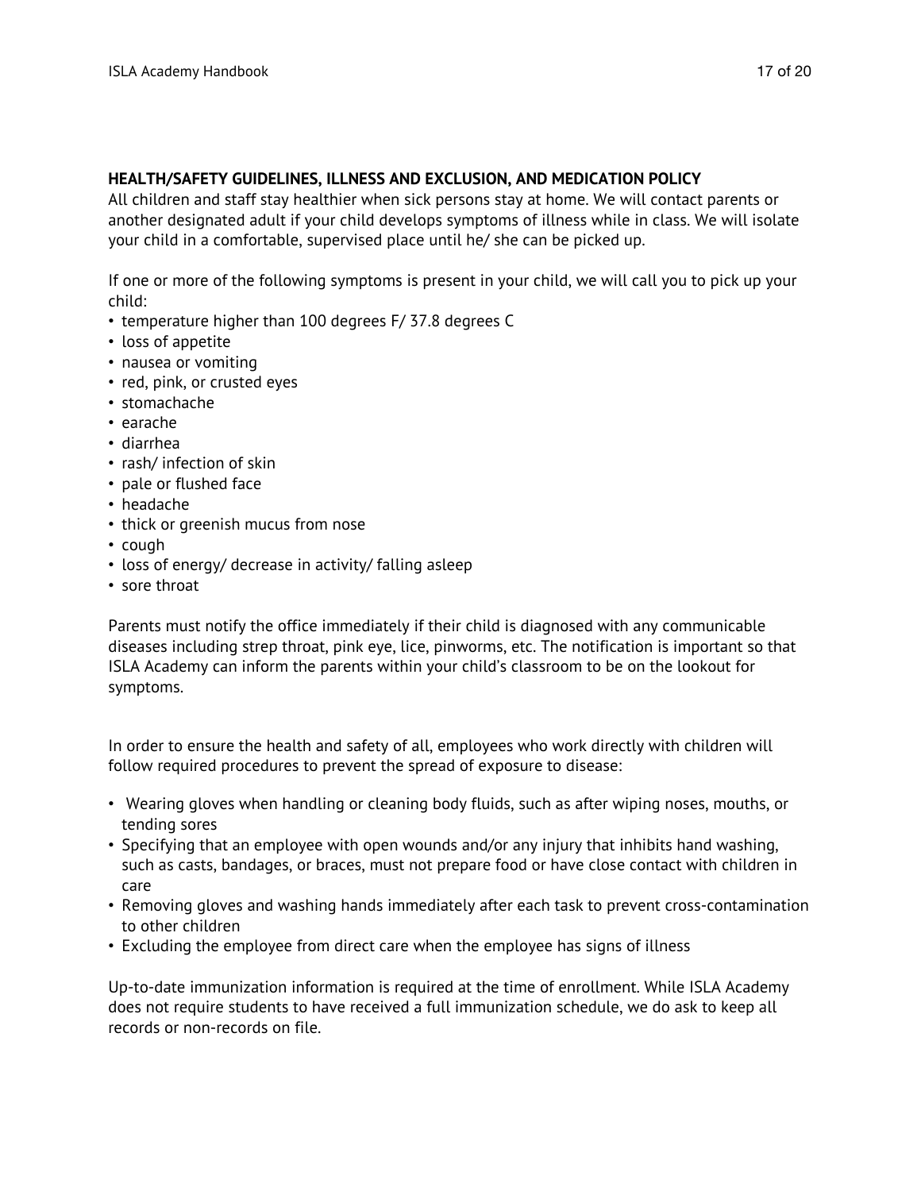**HEALTH/SAFETY GUIDELINES, ILLNESS AND EXCLUSION, AND MEDICATION POLICY**

All children and staff stay healthier when sick persons stay at home. We will contact parents or another designated adult if your child develops symptoms of illness while in class. We will isolate your child in a comfortable, supervised place until he/ she can be picked up.

If one or more of the following symptoms is present in your child, we will call you to pick up your child:

- temperature higher than 100 degrees F/ 37.8 degrees C
- loss of appetite
- nausea or vomiting
- red, pink, or crusted eyes
- stomachache
- earache
- diarrhea
- rash/ infection of skin
- pale or flushed face
- headache
- thick or greenish mucus from nose
- cough
- loss of energy/ decrease in activity/ falling asleep
- sore throat

Parents must notify the office immediately if their child is diagnosed with any communicable diseases including strep throat, pink eye, lice, pinworms, etc. The notification is important so that ISLA Academy can inform the parents within your child's classroom to be on the lookout for symptoms.

In order to ensure the health and safety of all, employees who work directly with children will follow required procedures to prevent the spread of exposure to disease:

- Wearing gloves when handling or cleaning body fluids, such as after wiping noses, mouths, or tending sores
- Specifying that an employee with open wounds and/or any injury that inhibits hand washing, such as casts, bandages, or braces, must not prepare food or have close contact with children in care
- Removing gloves and washing hands immediately after each task to prevent cross-contamination to other children
- Excluding the employee from direct care when the employee has signs of illness

Up-to-date immunization information is required at the time of enrollment. While ISLA Academy does not require students to have received a full immunization schedule, we do ask to keep all records or non-records on file.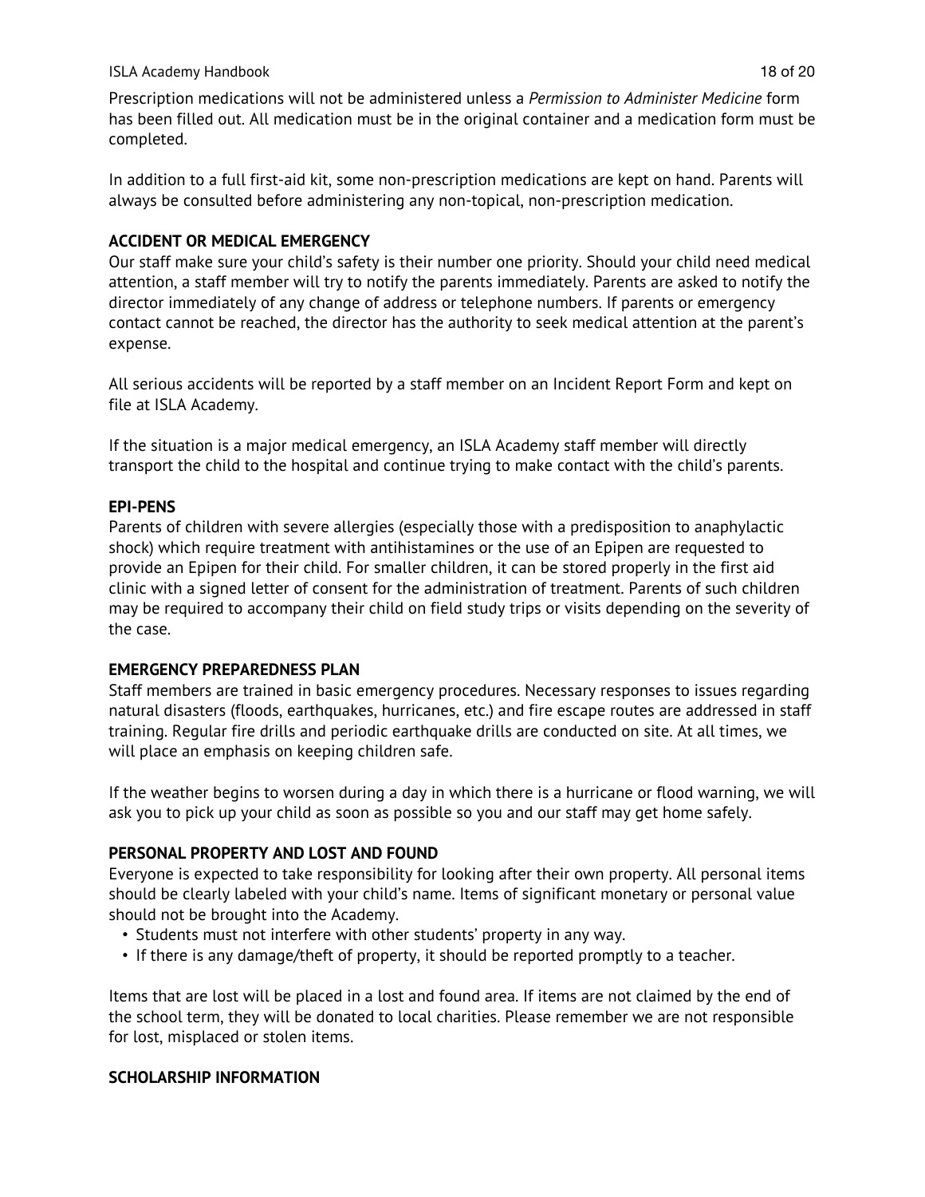Prescription medications will not be administered unless a *Permission to Administer Medicine* form has been filled out. All medication must be in the original container and a medication form must be completed.

In addition to a full first-aid kit, some non-prescription medications are kept on hand. Parents will always be consulted before administering any non-topical, non-prescription medication.

**ACCIDENT OR MEDICAL EMERGENCY**

Our staff make sure your child's safety is their number one priority. Should your child need medical attention, a staff member will try to notify the parents immediately. Parents are asked to notify the director immediately of any change of address or telephone numbers. If parents or emergency contact cannot be reached, the director has the authority to seek medical attention at the parent's expense.

All serious accidents will be reported by a staff member on an Incident Report Form and kept on file at ISLA Academy.

If the situation is a major medical emergency, an ISLA Academy staff member will directly transport the child to the hospital and continue trying to make contact with the child's parents.

**EPI-PENS**

Parents of children with severe allergies (especially those with a predisposition to anaphylactic shock) which require treatment with antihistamines or the use of an Epipen are requested to provide an Epipen for their child. For smaller children, it can be stored properly in the first aid clinic with a signed letter of consent for the administration of treatment. Parents of such children may be required to accompany their child on field study trips or visits depending on the severity of the case.

**EMERGENCY PREPAREDNESS PLAN**

Staff members are trained in basic emergency procedures. Necessary responses to issues regarding natural disasters (floods, earthquakes, hurricanes, etc.) and fire escape routes are addressed in staff training. Regular fire drills and periodic earthquake drills are conducted on site. At all times, we will place an emphasis on keeping children safe.

If the weather begins to worsen during a day in which there is a hurricane or flood warning, we will ask you to pick up your child as soon as possible so you and our staff may get home safely.

**PERSONAL PROPERTY AND LOST AND FOUND**

Everyone is expected to take responsibility for looking after their own property. All personal items should be clearly labeled with your child's name. Items of significant monetary or personal value should not be brought into the Academy.

- Students must not interfere with other students' property in any way.
- If there is any damage/theft of property, it should be reported promptly to a teacher.

Items that are lost will be placed in a lost and found area. If items are not claimed by the end of the school term, they will be donated to local charities. Please remember we are not responsible for lost, misplaced or stolen items.

**SCHOLARSHIP INFORMATION**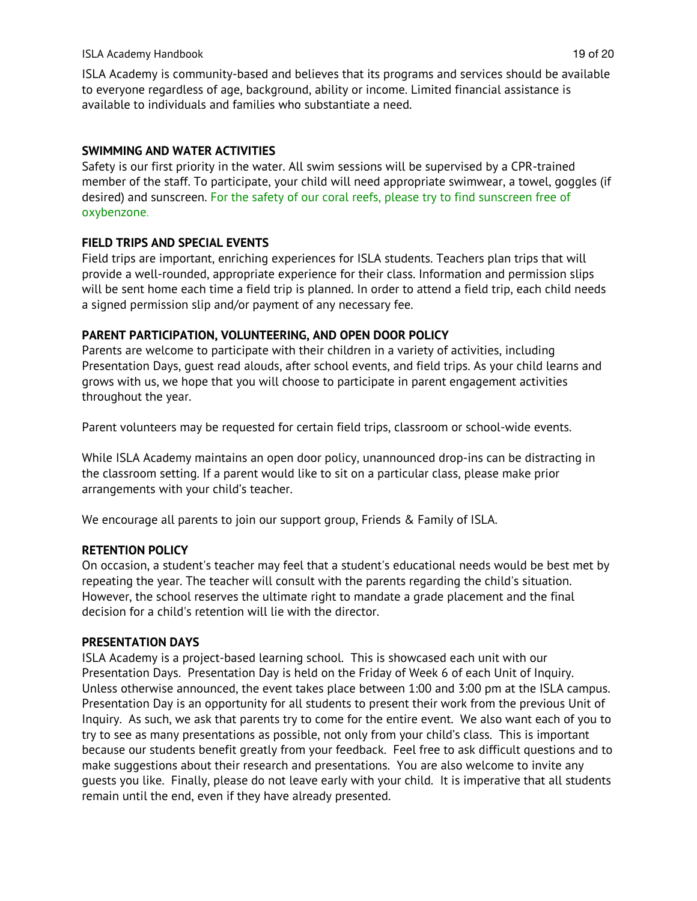ISLA Academy is community-based and believes that its programs and services should be available to everyone regardless of age, background, ability or income. Limited financial assistance is available to individuals and families who substantiate a need.

**SWIMMING AND WATER ACTIVITIES**

Safety is our first priority in the water. All swim sessions will be supervised by a CPR-trained member of the staff. To participate, your child will need appropriate swimwear, a towel, goggles (if desired) and sunscreen. For the safety of our coral reefs, please try to find sunscreen free of oxybenzone.

**FIELD TRIPS AND SPECIAL EVENTS**

Field trips are important, enriching experiences for ISLA students. Teachers plan trips that will provide a well-rounded, appropriate experience for their class. Information and permission slips will be sent home each time a field trip is planned. In order to attend a field trip, each child needs a signed permission slip and/or payment of any necessary fee.

**PARENT PARTICIPATION, VOLUNTEERING, AND OPEN DOOR POLICY**

Parents are welcome to participate with their children in a variety of activities, including Presentation Days, guest read alouds, after school events, and field trips. As your child learns and grows with us, we hope that you will choose to participate in parent engagement activities throughout the year.

Parent volunteers may be requested for certain field trips, classroom or school-wide events.

While ISLA Academy maintains an open door policy, unannounced drop-ins can be distracting in the classroom setting. If a parent would like to sit on a particular class, please make prior arrangements with your child's teacher.

We encourage all parents to join our support group, Friends & Family of ISLA.

**RETENTION POLICY**

On occasion, a student's teacher may feel that a student's educational needs would be best met by repeating the year. The teacher will consult with the parents regarding the child's situation. However, the school reserves the ultimate right to mandate a grade placement and the final decision for a child's retention will lie with the director.

**PRESENTATION DAYS**

ISLA Academy is a project-based learning school. This is showcased each unit with our Presentation Days. Presentation Day is held on the Friday of Week 6 of each Unit of Inquiry. Unless otherwise announced, the event takes place between 1:00 and 3:00 pm at the ISLA campus. Presentation Day is an opportunity for all students to present their work from the previous Unit of Inquiry. As such, we ask that parents try to come for the entire event. We also want each of you to try to see as many presentations as possible, not only from your child's class. This is important because our students benefit greatly from your feedback. Feel free to ask difficult questions and to make suggestions about their research and presentations. You are also welcome to invite any guests you like. Finally, please do not leave early with your child. It is imperative that all students remain until the end, even if they have already presented.